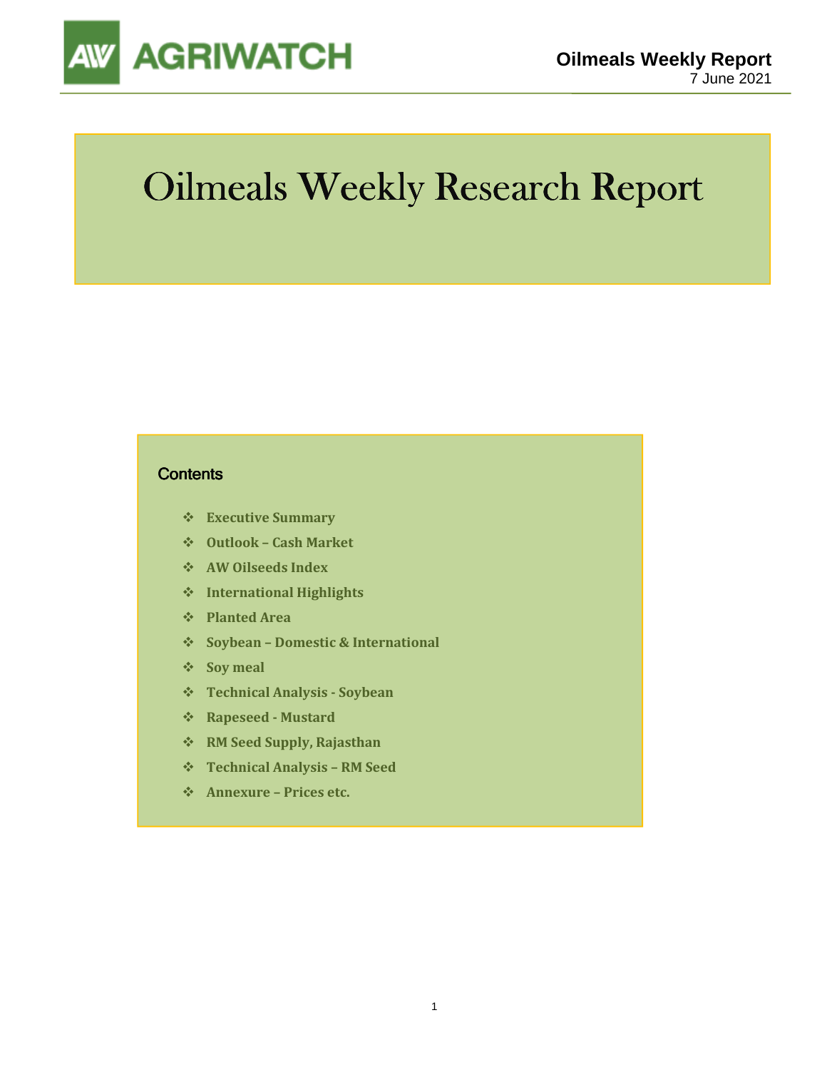# Oilmeals Weekly Research Report

## Contents

- Executive Summary
- Outlook – Cash Market
- AW Oilseeds Index
- International Highlights
- Planted Area
- Soybean – Domestic & International
- Soy meal
- Technical Analysis - Soybean
- Rapeseed - Mustard
- RM Seed Supply, Rajasthan
- Technical Analysis – RM Seed
- Annexure – Prices etc.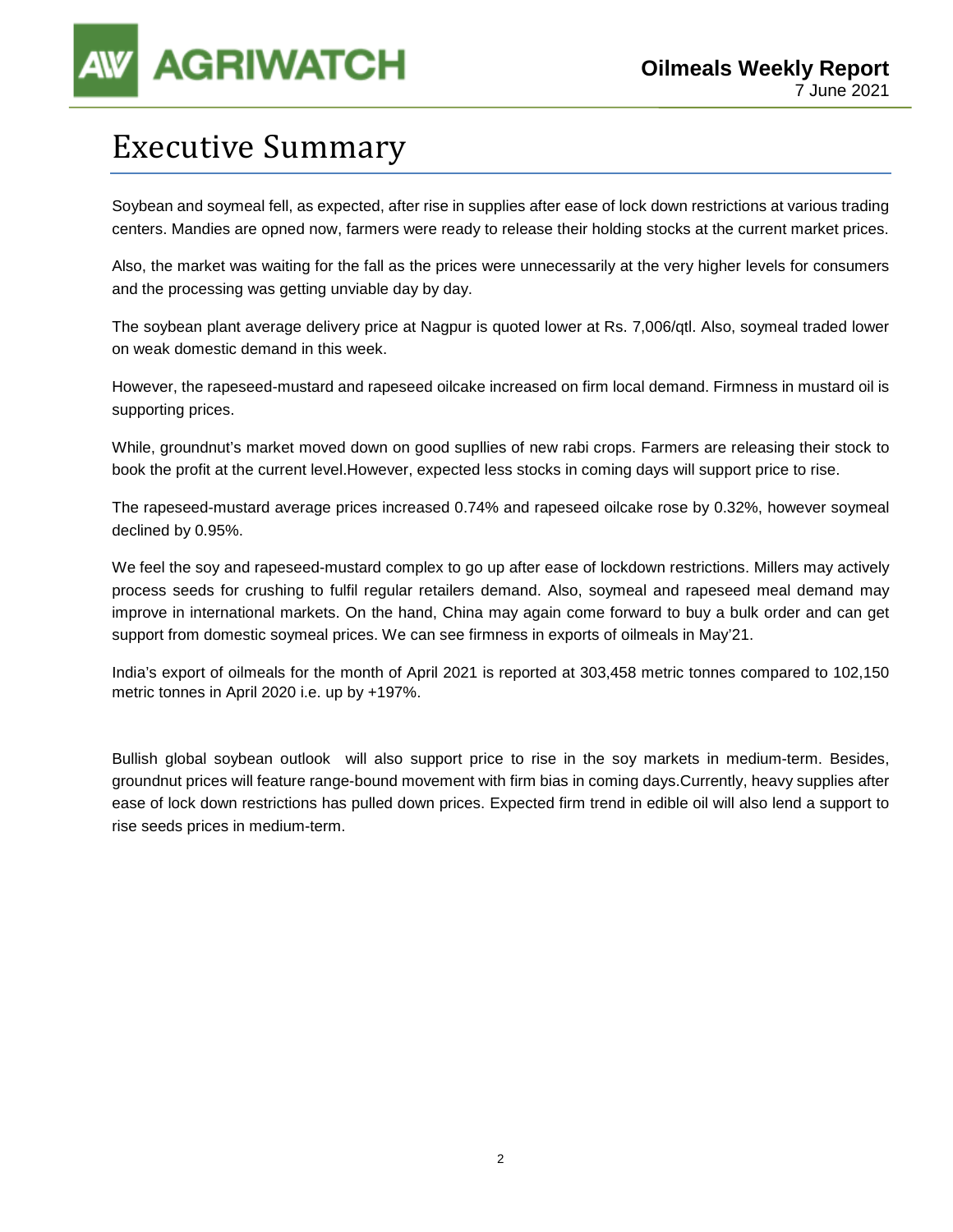# Executive Summary

Soybean and soymeal fell, as expected, after rise in supplies after ease of lock down restrictions at various trading centers. Mandies are opned now, farmers were ready to release their holding stocks at the current market prices.

Also, the market was waiting for the fall as the prices were unnecessarily at the very higher levels for consumers and the processing was getting unviable day by day.

The soybean plant average delivery price at Nagpur is quoted lower at Rs. 7,006/qtl. Also, soymeal traded lower on weak domestic demand in this week.

However, the rapeseed-mustard and rapeseed oilcake increased on firm local demand. Firmness in mustard oil is supporting prices.

While, groundnut's market moved down on good supllies of new rabi crops. Farmers are releasing their stock to book the profit at the current level.However, expected less stocks in coming days will support price to rise.

The rapeseed-mustard average prices increased 0.74% and rapeseed oilcake rose by 0.32%, however soymeal declined by 0.95%.

We feel the soy and rapeseed-mustard complex to go up after ease of lockdown restrictions. Millers may actively process seeds for crushing to fulfil regular retailers demand. Also, soymeal and rapeseed meal demand may improve in international markets. On the hand, China may again come forward to buy a bulk order and can get support from domestic soymeal prices. We can see firmness in exports of oilmeals in May'21.

India's export of oilmeals for the month of April 2021 is reported at 303,458 metric tonnes compared to 102,150 metric tonnes in April 2020 i.e. up by +197%.

Bullish global soybean outlook will also support price to rise in the soy markets in medium-term. Besides, groundnut prices will feature range-bound movement with firm bias in coming days.Currently, heavy supplies after ease of lock down restrictions has pulled down prices. Expected firm trend in edible oil will also lend a support to rise seeds prices in medium-term.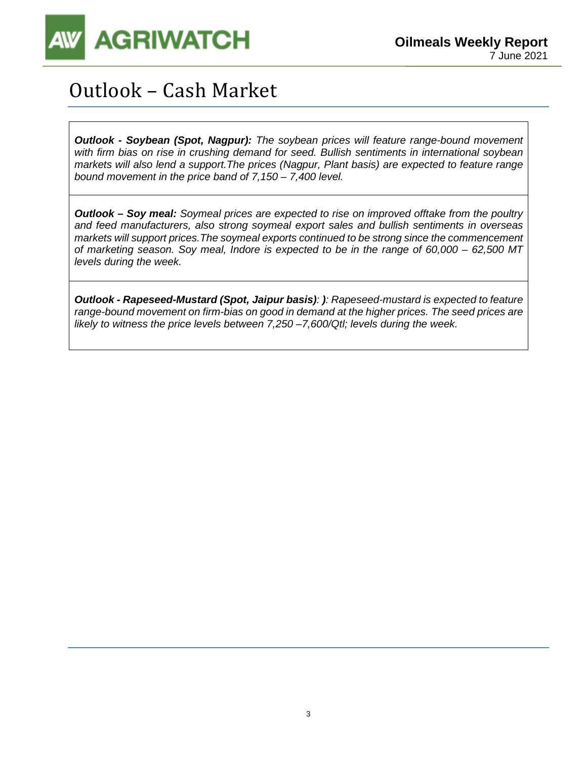# Outlook – Cash Market

***Outlook - Soybean (Spot, Nagpur):*** *The soybean prices will feature range-bound movement with firm bias on rise in crushing demand for seed. Bullish sentiments in international soybean markets will also lend a support.The prices (Nagpur, Plant basis) are expected to feature range bound movement in the price band of 7,150 – 7,400 level.*

***Outlook – Soy meal:*** *Soymeal prices are expected to rise on improved offtake from the poultry and feed manufacturers, also strong soymeal export sales and bullish sentiments in overseas markets will support prices.The soymeal exports continued to be strong since the commencement of marketing season. Soy meal, Indore is expected to be in the range of 60,000 – 62,500 MT levels during the week.*

***Outlook - Rapeseed-Mustard (Spot, Jaipur basis)**: **)**: Rapeseed-mustard is expected to feature range-bound movement on firm-bias on good in demand at the higher prices. The seed prices are likely to witness the price levels between 7,250 –7,600/Qtl; levels during the week.*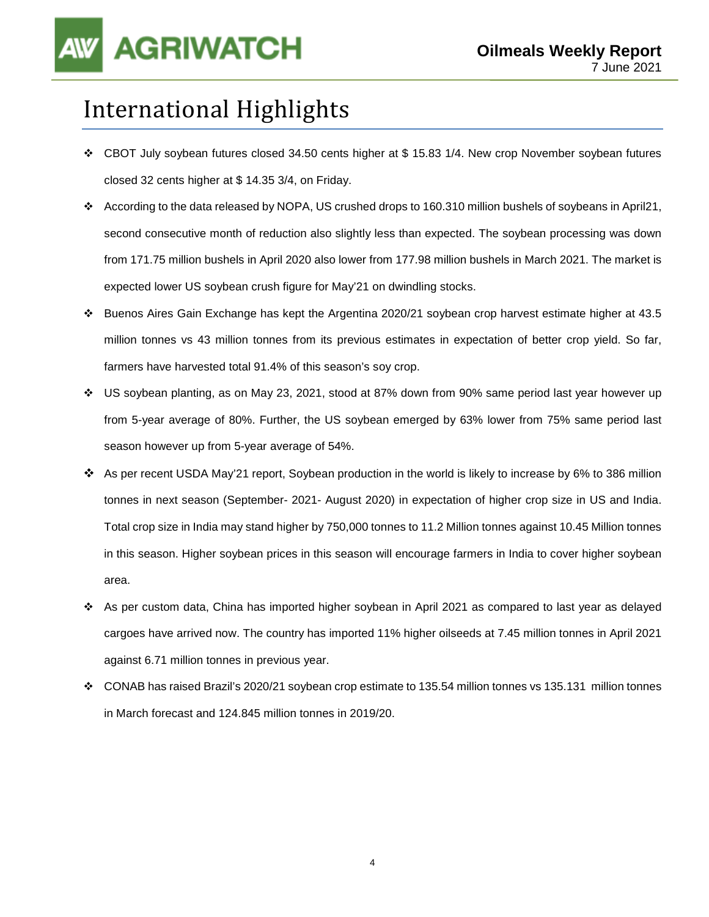# International Highlights

- CBOT July soybean futures closed 34.50 cents higher at $ 15.83 1/4. New crop November soybean futures closed 32 cents higher at $ 14.35 3/4, on Friday.
- According to the data released by NOPA, US crushed drops to 160.310 million bushels of soybeans in April21, second consecutive month of reduction also slightly less than expected. The soybean processing was down from 171.75 million bushels in April 2020 also lower from 177.98 million bushels in March 2021. The market is expected lower US soybean crush figure for May'21 on dwindling stocks.
- Buenos Aires Gain Exchange has kept the Argentina 2020/21 soybean crop harvest estimate higher at 43.5 million tonnes vs 43 million tonnes from its previous estimates in expectation of better crop yield. So far, farmers have harvested total 91.4% of this season's soy crop.
- US soybean planting, as on May 23, 2021, stood at 87% down from 90% same period last year however up from 5-year average of 80%. Further, the US soybean emerged by 63% lower from 75% same period last season however up from 5-year average of 54%.
- As per recent USDA May'21 report, Soybean production in the world is likely to increase by 6% to 386 million tonnes in next season (September- 2021- August 2020) in expectation of higher crop size in US and India. Total crop size in India may stand higher by 750,000 tonnes to 11.2 Million tonnes against 10.45 Million tonnes in this season. Higher soybean prices in this season will encourage farmers in India to cover higher soybean area.
- As per custom data, China has imported higher soybean in April 2021 as compared to last year as delayed cargoes have arrived now. The country has imported 11% higher oilseeds at 7.45 million tonnes in April 2021 against 6.71 million tonnes in previous year.
- CONAB has raised Brazil's 2020/21 soybean crop estimate to 135.54 million tonnes vs 135.131 million tonnes in March forecast and 124.845 million tonnes in 2019/20.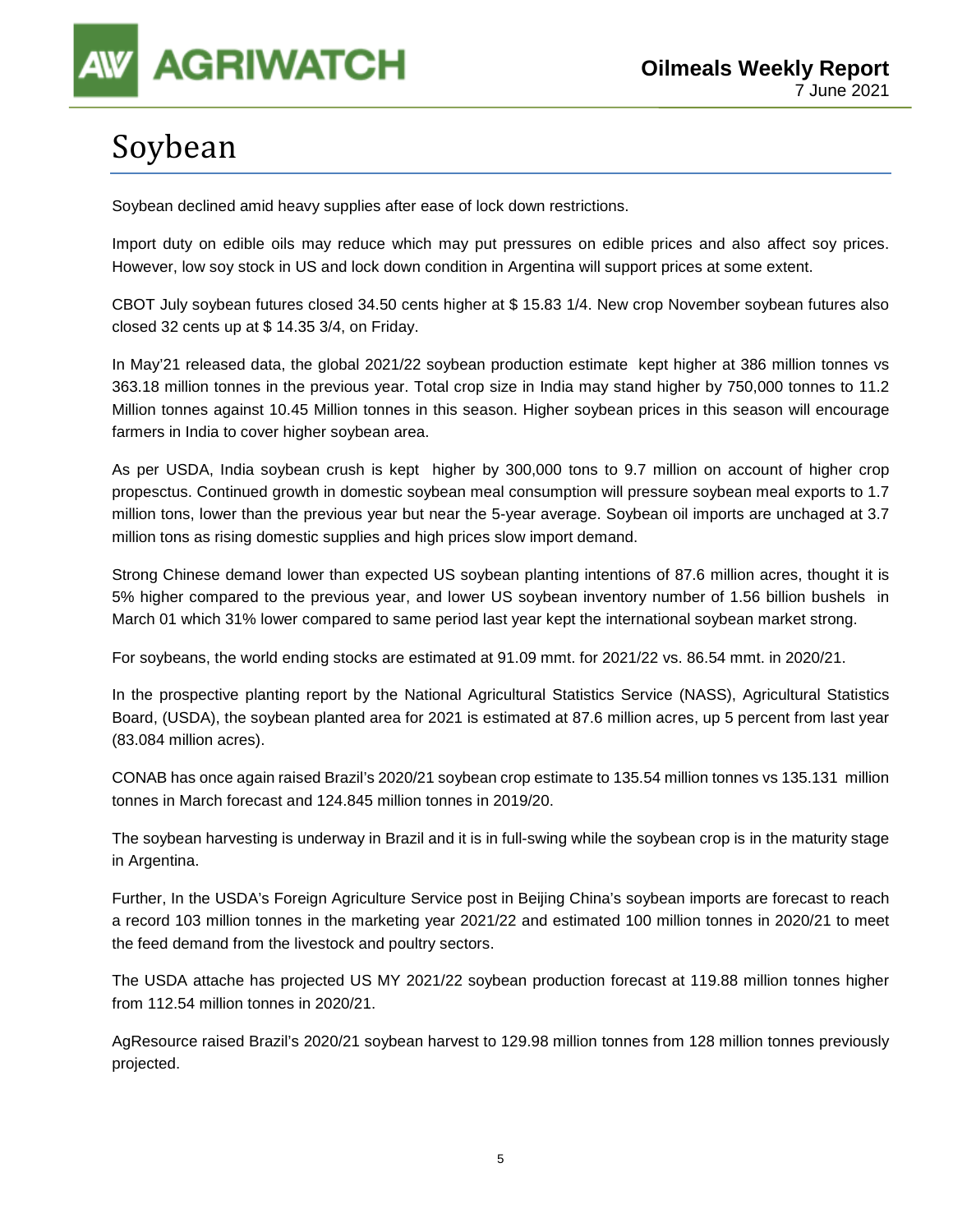# Soybean

Soybean declined amid heavy supplies after ease of lock down restrictions.

Import duty on edible oils may reduce which may put pressures on edible prices and also affect soy prices. However, low soy stock in US and lock down condition in Argentina will support prices at some extent.

CBOT July soybean futures closed 34.50 cents higher at $ 15.83 1/4. New crop November soybean futures also closed 32 cents up at $ 14.35 3/4, on Friday.

In May'21 released data, the global 2021/22 soybean production estimate kept higher at 386 million tonnes vs 363.18 million tonnes in the previous year. Total crop size in India may stand higher by 750,000 tonnes to 11.2 Million tonnes against 10.45 Million tonnes in this season. Higher soybean prices in this season will encourage farmers in India to cover higher soybean area.

As per USDA, India soybean crush is kept higher by 300,000 tons to 9.7 million on account of higher crop propesctus. Continued growth in domestic soybean meal consumption will pressure soybean meal exports to 1.7 million tons, lower than the previous year but near the 5-year average. Soybean oil imports are unchaged at 3.7 million tons as rising domestic supplies and high prices slow import demand.

Strong Chinese demand lower than expected US soybean planting intentions of 87.6 million acres, thought it is 5% higher compared to the previous year, and lower US soybean inventory number of 1.56 billion bushels in March 01 which 31% lower compared to same period last year kept the international soybean market strong.

For soybeans, the world ending stocks are estimated at 91.09 mmt. for 2021/22 vs. 86.54 mmt. in 2020/21.

In the prospective planting report by the National Agricultural Statistics Service (NASS), Agricultural Statistics Board, (USDA), the soybean planted area for 2021 is estimated at 87.6 million acres, up 5 percent from last year (83.084 million acres).

CONAB has once again raised Brazil's 2020/21 soybean crop estimate to 135.54 million tonnes vs 135.131 million tonnes in March forecast and 124.845 million tonnes in 2019/20.

The soybean harvesting is underway in Brazil and it is in full-swing while the soybean crop is in the maturity stage in Argentina.

Further, In the USDA's Foreign Agriculture Service post in Beijing China's soybean imports are forecast to reach a record 103 million tonnes in the marketing year 2021/22 and estimated 100 million tonnes in 2020/21 to meet the feed demand from the livestock and poultry sectors.

The USDA attache has projected US MY 2021/22 soybean production forecast at 119.88 million tonnes higher from 112.54 million tonnes in 2020/21.

AgResource raised Brazil's 2020/21 soybean harvest to 129.98 million tonnes from 128 million tonnes previously projected.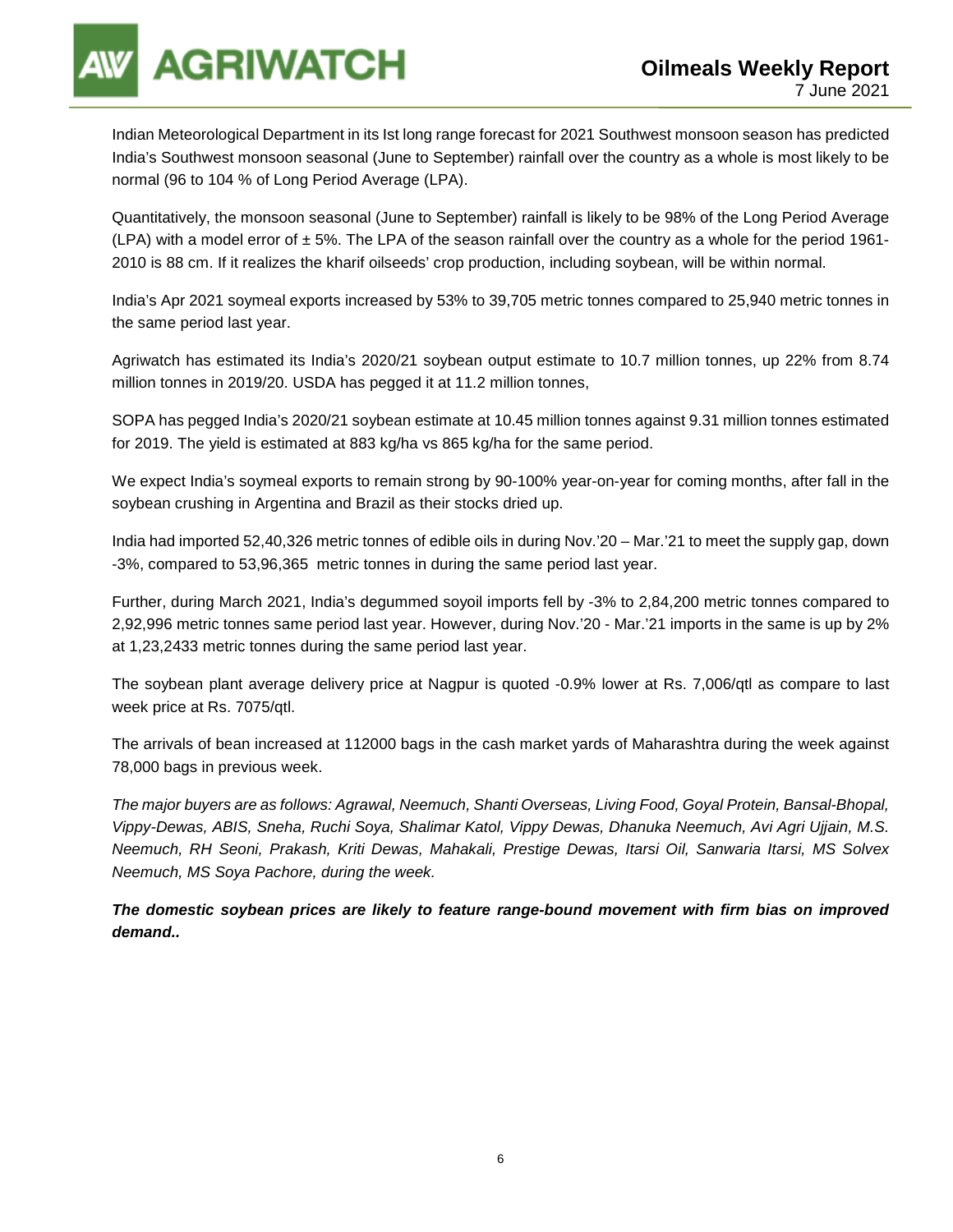Indian Meteorological Department in its Ist long range forecast for 2021 Southwest monsoon season has predicted India's Southwest monsoon seasonal (June to September) rainfall over the country as a whole is most likely to be normal (96 to 104 % of Long Period Average (LPA).

Quantitatively, the monsoon seasonal (June to September) rainfall is likely to be 98% of the Long Period Average (LPA) with a model error of ± 5%. The LPA of the season rainfall over the country as a whole for the period 1961-2010 is 88 cm. If it realizes the kharif oilseeds' crop production, including soybean, will be within normal.

India's Apr 2021 soymeal exports increased by 53% to 39,705 metric tonnes compared to 25,940 metric tonnes in the same period last year.

Agriwatch has estimated its India's 2020/21 soybean output estimate to 10.7 million tonnes, up 22% from 8.74 million tonnes in 2019/20. USDA has pegged it at 11.2 million tonnes,

SOPA has pegged India's 2020/21 soybean estimate at 10.45 million tonnes against 9.31 million tonnes estimated for 2019. The yield is estimated at 883 kg/ha vs 865 kg/ha for the same period.

We expect India's soymeal exports to remain strong by 90-100% year-on-year for coming months, after fall in the soybean crushing in Argentina and Brazil as their stocks dried up.

India had imported 52,40,326 metric tonnes of edible oils in during Nov.'20 – Mar.'21 to meet the supply gap, down -3%, compared to 53,96,365 metric tonnes in during the same period last year.

Further, during March 2021, India's degummed soyoil imports fell by -3% to 2,84,200 metric tonnes compared to 2,92,996 metric tonnes same period last year. However, during Nov.'20 - Mar.'21 imports in the same is up by 2% at 1,23,2433 metric tonnes during the same period last year.

The soybean plant average delivery price at Nagpur is quoted -0.9% lower at Rs. 7,006/qtl as compare to last week price at Rs. 7075/qtl.

The arrivals of bean increased at 112000 bags in the cash market yards of Maharashtra during the week against 78,000 bags in previous week.

*The major buyers are as follows: Agrawal, Neemuch, Shanti Overseas, Living Food, Goyal Protein, Bansal-Bhopal, Vippy-Dewas, ABIS, Sneha, Ruchi Soya, Shalimar Katol, Vippy Dewas, Dhanuka Neemuch, Avi Agri Ujjain, M.S. Neemuch, RH Seoni, Prakash, Kriti Dewas, Mahakali, Prestige Dewas, Itarsi Oil, Sanwaria Itarsi, MS Solvex Neemuch, MS Soya Pachore, during the week.*

***The domestic soybean prices are likely to feature range-bound movement with firm bias on improved demand..***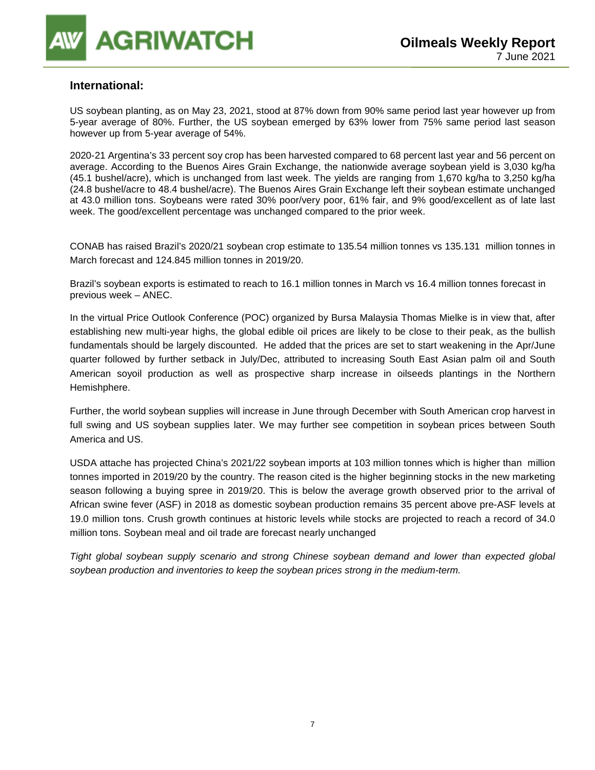## International:

US soybean planting, as on May 23, 2021, stood at 87% down from 90% same period last year however up from 5-year average of 80%. Further, the US soybean emerged by 63% lower from 75% same period last season however up from 5-year average of 54%.

2020-21 Argentina's 33 percent soy crop has been harvested compared to 68 percent last year and 56 percent on average. According to the Buenos Aires Grain Exchange, the nationwide average soybean yield is 3,030 kg/ha (45.1 bushel/acre), which is unchanged from last week. The yields are ranging from 1,670 kg/ha to 3,250 kg/ha (24.8 bushel/acre to 48.4 bushel/acre). The Buenos Aires Grain Exchange left their soybean estimate unchanged at 43.0 million tons. Soybeans were rated 30% poor/very poor, 61% fair, and 9% good/excellent as of late last week. The good/excellent percentage was unchanged compared to the prior week.

CONAB has raised Brazil's 2020/21 soybean crop estimate to 135.54 million tonnes vs 135.131 million tonnes in March forecast and 124.845 million tonnes in 2019/20.

Brazil's soybean exports is estimated to reach to 16.1 million tonnes in March vs 16.4 million tonnes forecast in previous week – ANEC.

In the virtual Price Outlook Conference (POC) organized by Bursa Malaysia Thomas Mielke is in view that, after establishing new multi-year highs, the global edible oil prices are likely to be close to their peak, as the bullish fundamentals should be largely discounted. He added that the prices are set to start weakening in the Apr/June quarter followed by further setback in July/Dec, attributed to increasing South East Asian palm oil and South American soyoil production as well as prospective sharp increase in oilseeds plantings in the Northern Hemishphere.

Further, the world soybean supplies will increase in June through December with South American crop harvest in full swing and US soybean supplies later. We may further see competition in soybean prices between South America and US.

USDA attache has projected China's 2021/22 soybean imports at 103 million tonnes which is higher than million tonnes imported in 2019/20 by the country. The reason cited is the higher beginning stocks in the new marketing season following a buying spree in 2019/20. This is below the average growth observed prior to the arrival of African swine fever (ASF) in 2018 as domestic soybean production remains 35 percent above pre-ASF levels at 19.0 million tons. Crush growth continues at historic levels while stocks are projected to reach a record of 34.0 million tons. Soybean meal and oil trade are forecast nearly unchanged

*Tight global soybean supply scenario and strong Chinese soybean demand and lower than expected global soybean production and inventories to keep the soybean prices strong in the medium-term.*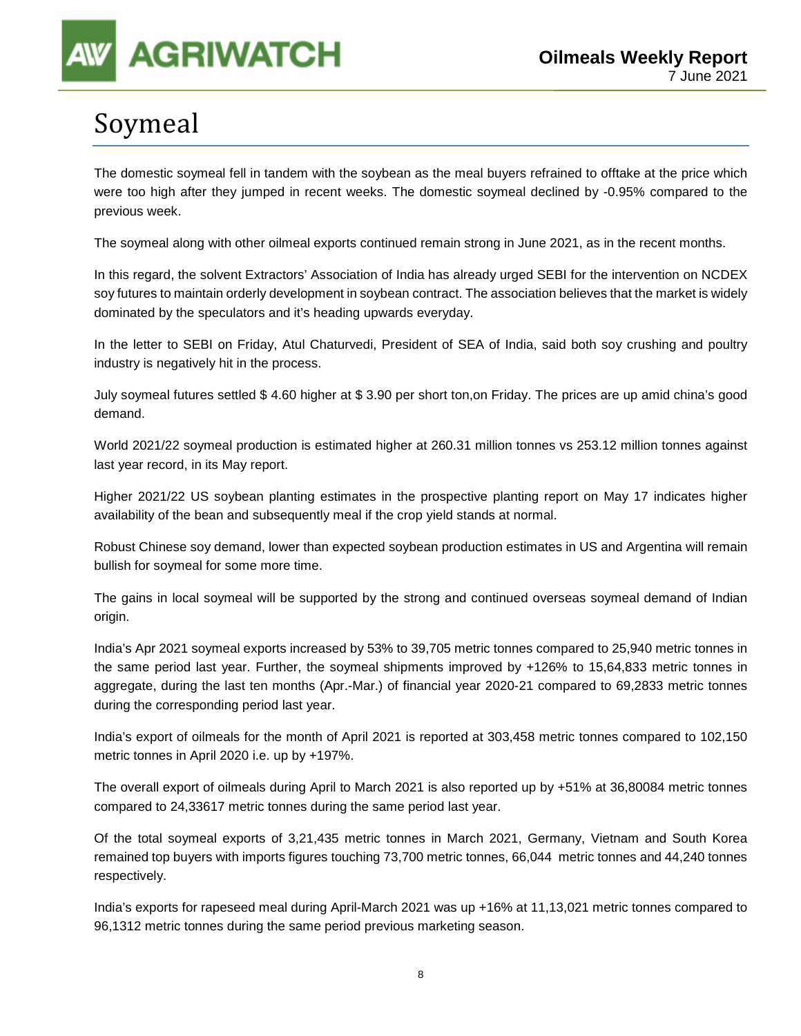# Soymeal

The domestic soymeal fell in tandem with the soybean as the meal buyers refrained to offtake at the price which were too high after they jumped in recent weeks. The domestic soymeal declined by -0.95% compared to the previous week.

The soymeal along with other oilmeal exports continued remain strong in June 2021, as in the recent months.

In this regard, the solvent Extractors' Association of India has already urged SEBI for the intervention on NCDEX soy futures to maintain orderly development in soybean contract. The association believes that the market is widely dominated by the speculators and it's heading upwards everyday.

In the letter to SEBI on Friday, Atul Chaturvedi, President of SEA of India, said both soy crushing and poultry industry is negatively hit in the process.

July soymeal futures settled $ 4.60 higher at $ 3.90 per short ton,on Friday. The prices are up amid china's good demand.

World 2021/22 soymeal production is estimated higher at 260.31 million tonnes vs 253.12 million tonnes against last year record, in its May report.

Higher 2021/22 US soybean planting estimates in the prospective planting report on May 17 indicates higher availability of the bean and subsequently meal if the crop yield stands at normal.

Robust Chinese soy demand, lower than expected soybean production estimates in US and Argentina will remain bullish for soymeal for some more time.

The gains in local soymeal will be supported by the strong and continued overseas soymeal demand of Indian origin.

India's Apr 2021 soymeal exports increased by 53% to 39,705 metric tonnes compared to 25,940 metric tonnes in the same period last year. Further, the soymeal shipments improved by +126% to 15,64,833 metric tonnes in aggregate, during the last ten months (Apr.-Mar.) of financial year 2020-21 compared to 69,2833 metric tonnes during the corresponding period last year.

India's export of oilmeals for the month of April 2021 is reported at 303,458 metric tonnes compared to 102,150 metric tonnes in April 2020 i.e. up by +197%.

The overall export of oilmeals during April to March 2021 is also reported up by +51% at 36,80084 metric tonnes compared to 24,33617 metric tonnes during the same period last year.

Of the total soymeal exports of 3,21,435 metric tonnes in March 2021, Germany, Vietnam and South Korea remained top buyers with imports figures touching 73,700 metric tonnes, 66,044 metric tonnes and 44,240 tonnes respectively.

India's exports for rapeseed meal during April-March 2021 was up +16% at 11,13,021 metric tonnes compared to 96,1312 metric tonnes during the same period previous marketing season.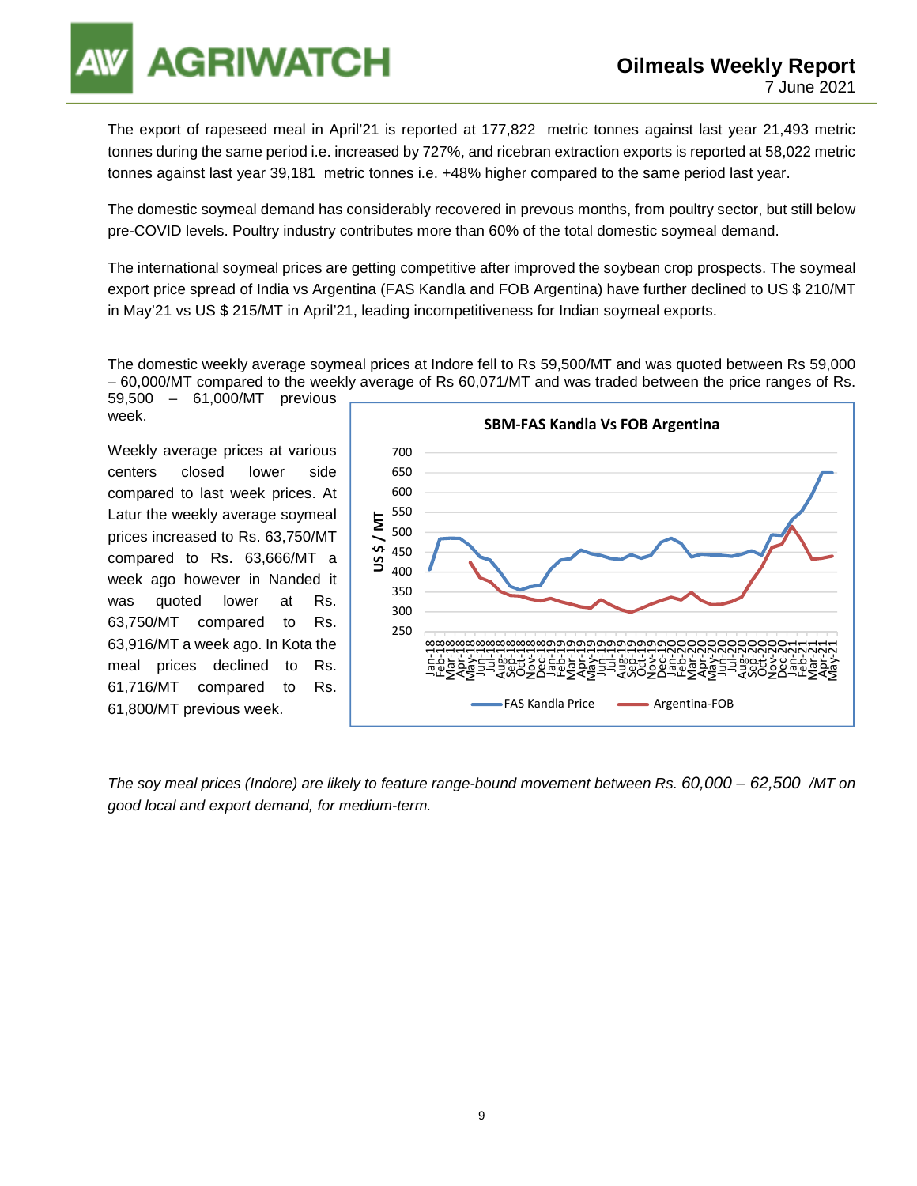The export of rapeseed meal in April'21 is reported at 177,822 metric tonnes against last year 21,493 metric tonnes during the same period i.e. increased by 727%, and ricebran extraction exports is reported at 58,022 metric tonnes against last year 39,181 metric tonnes i.e. +48% higher compared to the same period last year.

The domestic soymeal demand has considerably recovered in prevous months, from poultry sector, but still below pre-COVID levels. Poultry industry contributes more than 60% of the total domestic soymeal demand.

The international soymeal prices are getting competitive after improved the soybean crop prospects. The soymeal export price spread of India vs Argentina (FAS Kandla and FOB Argentina) have further declined to US $ 210/MT in May'21 vs US $ 215/MT in April'21, leading incompetitiveness for Indian soymeal exports.

The domestic weekly average soymeal prices at Indore fell to Rs 59,500/MT and was quoted between Rs 59,000 – 60,000/MT compared to the weekly average of Rs 60,071/MT and was traded between the price ranges of Rs. 59,500 – 61,000/MT previous week.

Weekly average prices at various centers closed lower side compared to last week prices. At Latur the weekly average soymeal prices increased to Rs. 63,750/MT compared to Rs. 63,666/MT a week ago however in Nanded it was quoted lower at Rs. 63,750/MT compared to Rs. 63,916/MT a week ago. In Kota the meal prices declined to Rs. 61,716/MT compared to Rs. 61,800/MT previous week.

**SBM-FAS Kandla Vs FOB Argentina**

*The soy meal prices (Indore) are likely to feature range-bound movement between Rs. 60,000 – 62,500 /MT on good local and export demand, for medium-term.*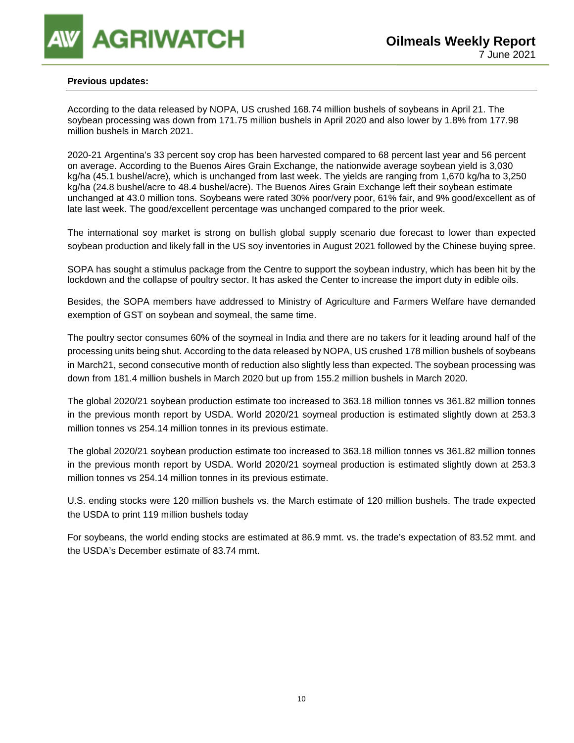**Previous updates:**

According to the data released by NOPA, US crushed 168.74 million bushels of soybeans in April 21. The soybean processing was down from 171.75 million bushels in April 2020 and also lower by 1.8% from 177.98 million bushels in March 2021.

2020-21 Argentina's 33 percent soy crop has been harvested compared to 68 percent last year and 56 percent on average. According to the Buenos Aires Grain Exchange, the nationwide average soybean yield is 3,030 kg/ha (45.1 bushel/acre), which is unchanged from last week. The yields are ranging from 1,670 kg/ha to 3,250 kg/ha (24.8 bushel/acre to 48.4 bushel/acre). The Buenos Aires Grain Exchange left their soybean estimate unchanged at 43.0 million tons. Soybeans were rated 30% poor/very poor, 61% fair, and 9% good/excellent as of late last week. The good/excellent percentage was unchanged compared to the prior week.

The international soy market is strong on bullish global supply scenario due forecast to lower than expected soybean production and likely fall in the US soy inventories in August 2021 followed by the Chinese buying spree.

SOPA has sought a stimulus package from the Centre to support the soybean industry, which has been hit by the lockdown and the collapse of poultry sector. It has asked the Center to increase the import duty in edible oils.

Besides, the SOPA members have addressed to Ministry of Agriculture and Farmers Welfare have demanded exemption of GST on soybean and soymeal, the same time.

The poultry sector consumes 60% of the soymeal in India and there are no takers for it leading around half of the processing units being shut. According to the data released by NOPA, US crushed 178 million bushels of soybeans in March21, second consecutive month of reduction also slightly less than expected. The soybean processing was down from 181.4 million bushels in March 2020 but up from 155.2 million bushels in March 2020.

The global 2020/21 soybean production estimate too increased to 363.18 million tonnes vs 361.82 million tonnes in the previous month report by USDA. World 2020/21 soymeal production is estimated slightly down at 253.3 million tonnes vs 254.14 million tonnes in its previous estimate.

The global 2020/21 soybean production estimate too increased to 363.18 million tonnes vs 361.82 million tonnes in the previous month report by USDA. World 2020/21 soymeal production is estimated slightly down at 253.3 million tonnes vs 254.14 million tonnes in its previous estimate.

U.S. ending stocks were 120 million bushels vs. the March estimate of 120 million bushels. The trade expected the USDA to print 119 million bushels today

For soybeans, the world ending stocks are estimated at 86.9 mmt. vs. the trade's expectation of 83.52 mmt. and the USDA's December estimate of 83.74 mmt.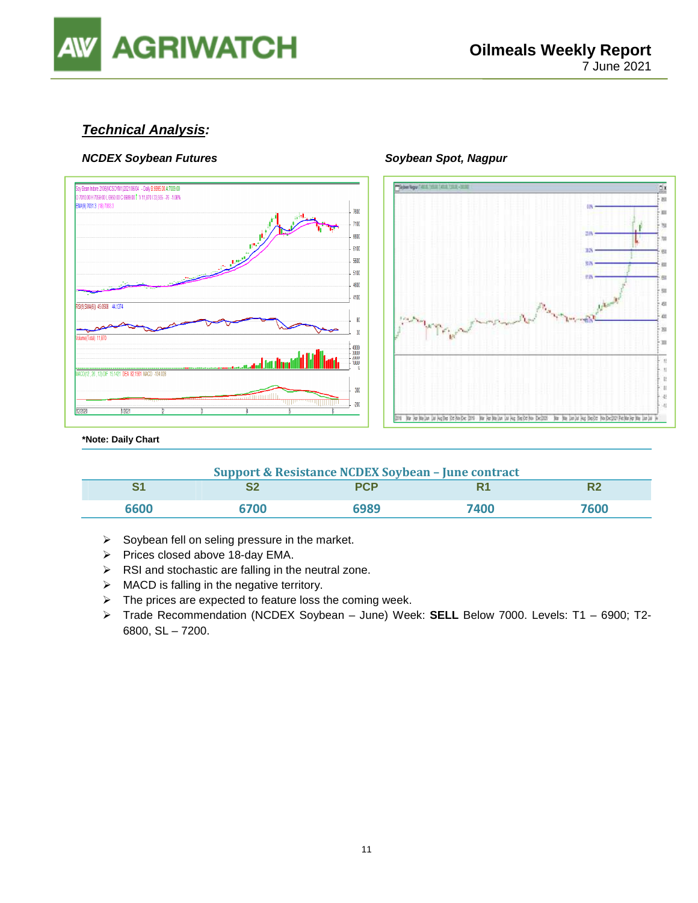## *Technical Analysis:*

***NCDEX Soybean Futures***

***Soybean Spot, Nagpur***

**\*Note: Daily Chart**

**Support & Resistance NCDEX Soybean – June contract**

| S1 | S2 | PCP | R1 | R2 |
|---|---|---|---|---|
| 6600 | 6700 | 6989 | 7400 | 7600 |

- Soybean fell on seling pressure in the market.
- Prices closed above 18-day EMA.
- RSI and stochastic are falling in the neutral zone.
- MACD is falling in the negative territory.
- The prices are expected to feature loss the coming week.
- Trade Recommendation (NCDEX Soybean – June) Week: **SELL** Below 7000. Levels: T1 – 6900; T2- 6800, SL – 7200.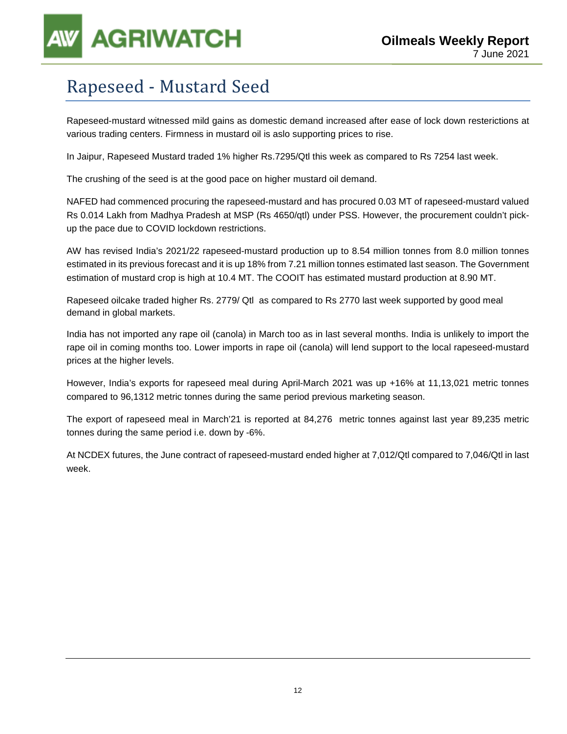# Rapeseed - Mustard Seed

Rapeseed-mustard witnessed mild gains as domestic demand increased after ease of lock down resterictions at various trading centers. Firmness in mustard oil is aslo supporting prices to rise.

In Jaipur, Rapeseed Mustard traded 1% higher Rs.7295/Qtl this week as compared to Rs 7254 last week.

The crushing of the seed is at the good pace on higher mustard oil demand.

NAFED had commenced procuring the rapeseed-mustard and has procured 0.03 MT of rapeseed-mustard valued Rs 0.014 Lakh from Madhya Pradesh at MSP (Rs 4650/qtl) under PSS. However, the procurement couldn't pick-up the pace due to COVID lockdown restrictions.

AW has revised India's 2021/22 rapeseed-mustard production up to 8.54 million tonnes from 8.0 million tonnes estimated in its previous forecast and it is up 18% from 7.21 million tonnes estimated last season. The Government estimation of mustard crop is high at 10.4 MT. The COOIT has estimated mustard production at 8.90 MT.

Rapeseed oilcake traded higher Rs. 2779/ Qtl as compared to Rs 2770 last week supported by good meal demand in global markets.

India has not imported any rape oil (canola) in March too as in last several months. India is unlikely to import the rape oil in coming months too. Lower imports in rape oil (canola) will lend support to the local rapeseed-mustard prices at the higher levels.

However, India's exports for rapeseed meal during April-March 2021 was up +16% at 11,13,021 metric tonnes compared to 96,1312 metric tonnes during the same period previous marketing season.

The export of rapeseed meal in March'21 is reported at 84,276 metric tonnes against last year 89,235 metric tonnes during the same period i.e. down by -6%.

At NCDEX futures, the June contract of rapeseed-mustard ended higher at 7,012/Qtl compared to 7,046/Qtl in last week.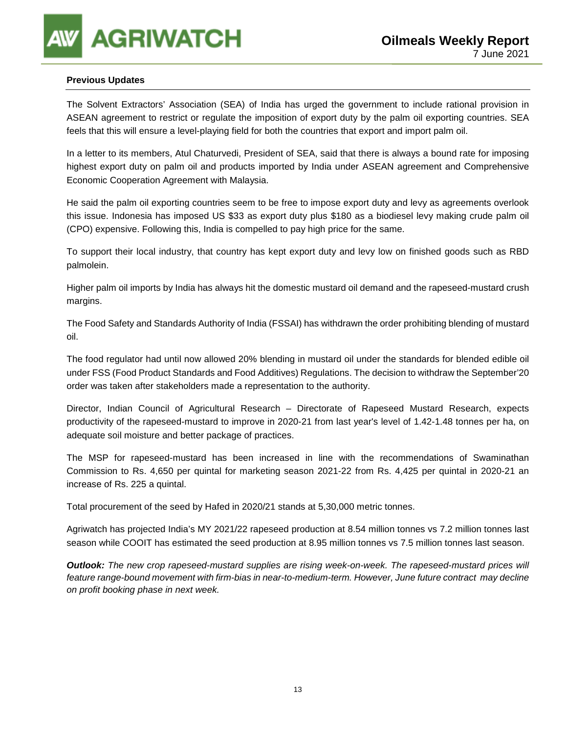**Previous Updates**

The Solvent Extractors' Association (SEA) of India has urged the government to include rational provision in ASEAN agreement to restrict or regulate the imposition of export duty by the palm oil exporting countries. SEA feels that this will ensure a level-playing field for both the countries that export and import palm oil.

In a letter to its members, Atul Chaturvedi, President of SEA, said that there is always a bound rate for imposing highest export duty on palm oil and products imported by India under ASEAN agreement and Comprehensive Economic Cooperation Agreement with Malaysia.

He said the palm oil exporting countries seem to be free to impose export duty and levy as agreements overlook this issue. Indonesia has imposed US $33 as export duty plus $180 as a biodiesel levy making crude palm oil (CPO) expensive. Following this, India is compelled to pay high price for the same.

To support their local industry, that country has kept export duty and levy low on finished goods such as RBD palmolein.

Higher palm oil imports by India has always hit the domestic mustard oil demand and the rapeseed-mustard crush margins.

The Food Safety and Standards Authority of India (FSSAI) has withdrawn the order prohibiting blending of mustard oil.

The food regulator had until now allowed 20% blending in mustard oil under the standards for blended edible oil under FSS (Food Product Standards and Food Additives) Regulations. The decision to withdraw the September'20 order was taken after stakeholders made a representation to the authority.

Director, Indian Council of Agricultural Research – Directorate of Rapeseed Mustard Research, expects productivity of the rapeseed-mustard to improve in 2020-21 from last year's level of 1.42-1.48 tonnes per ha, on adequate soil moisture and better package of practices.

The MSP for rapeseed-mustard has been increased in line with the recommendations of Swaminathan Commission to Rs. 4,650 per quintal for marketing season 2021-22 from Rs. 4,425 per quintal in 2020-21 an increase of Rs. 225 a quintal.

Total procurement of the seed by Hafed in 2020/21 stands at 5,30,000 metric tonnes.

Agriwatch has projected India's MY 2021/22 rapeseed production at 8.54 million tonnes vs 7.2 million tonnes last season while COOIT has estimated the seed production at 8.95 million tonnes vs 7.5 million tonnes last season.

***Outlook:*** *The new crop rapeseed-mustard supplies are rising week-on-week. The rapeseed-mustard prices will feature range-bound movement with firm-bias in near-to-medium-term. However, June future contract may decline on profit booking phase in next week.*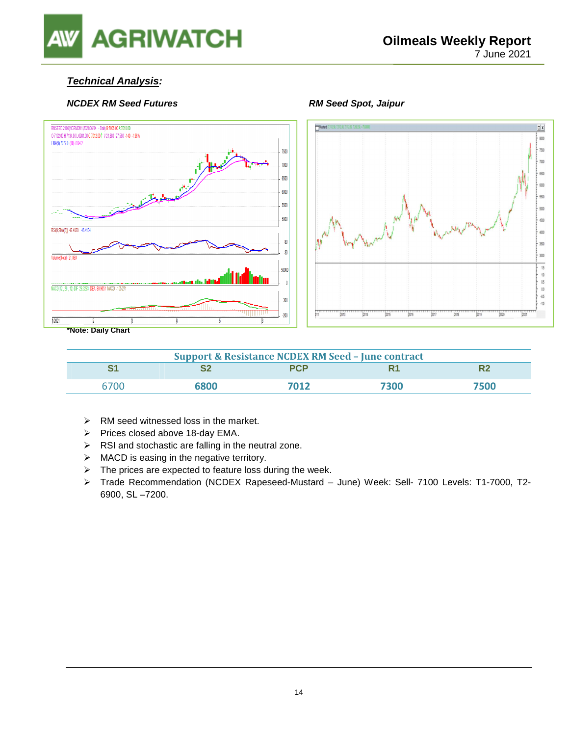## *Technical Analysis:*

***NCDEX RM Seed Futures***

***RM Seed Spot, Jaipur***

**\*Note: Daily Chart**

| Support & Resistance NCDEX RM Seed – June contract | | | | |
|---|---|---|---|---|
| S1 | S2 | PCP | R1 | R2 |
| 6700 | 6800 | 7012 | 7300 | 7500 |

- RM seed witnessed loss in the market.
- Prices closed above 18-day EMA.
- RSI and stochastic are falling in the neutral zone.
- MACD is easing in the negative territory.
- The prices are expected to feature loss during the week.
- Trade Recommendation (NCDEX Rapeseed-Mustard – June) Week: Sell- 7100 Levels: T1-7000, T2-6900, SL –7200.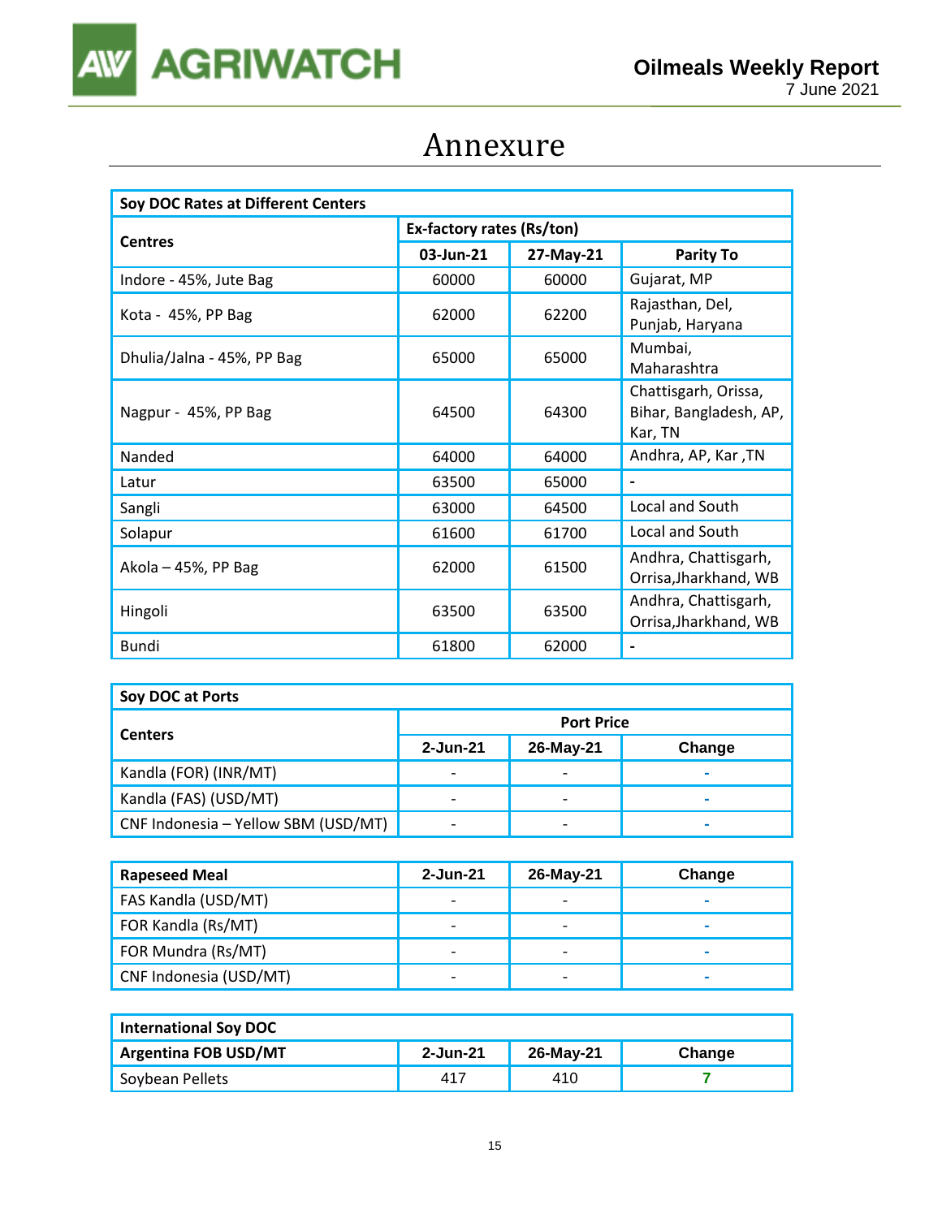# Annexure

| Soy DOC Rates at Different Centers | | | |
|---|---|---|---|
| Centres | Ex-factory rates (Rs/ton) | | |
| | 03-Jun-21 | 27-May-21 | Parity To |
| Indore - 45%, Jute Bag | 60000 | 60000 | Gujarat, MP |
| Kota - 45%, PP Bag | 62000 | 62200 | Rajasthan, Del, Punjab, Haryana |
| Dhulia/Jalna - 45%, PP Bag | 65000 | 65000 | Mumbai, Maharashtra |
| Nagpur - 45%, PP Bag | 64500 | 64300 | Chattisgarh, Orissa, Bihar, Bangladesh, AP, Kar, TN |
| Nanded | 64000 | 64000 | Andhra, AP, Kar ,TN |
| Latur | 63500 | 65000 | - |
| Sangli | 63000 | 64500 | Local and South |
| Solapur | 61600 | 61700 | Local and South |
| Akola – 45%, PP Bag | 62000 | 61500 | Andhra, Chattisgarh, Orrisa,Jharkhand, WB |
| Hingoli | 63500 | 63500 | Andhra, Chattisgarh, Orrisa,Jharkhand, WB |
| Bundi | 61800 | 62000 | - |

| Soy DOC at Ports | | | |
|---|---|---|---|
| Centers | Port Price | | |
| | 2-Jun-21 | 26-May-21 | Change |
| Kandla (FOR) (INR/MT) | - | - | - |
| Kandla (FAS) (USD/MT) | - | - | - |
| CNF Indonesia – Yellow SBM (USD/MT) | - | - | - |

| Rapeseed Meal | 2-Jun-21 | 26-May-21 | Change |
|---|---|---|---|
| FAS Kandla (USD/MT) | - | - | - |
| FOR Kandla (Rs/MT) | - | - | - |
| FOR Mundra (Rs/MT) | - | - | - |
| CNF Indonesia (USD/MT) | - | - | - |

| International Soy DOC | | | |
|---|---|---|---|
| Argentina FOB USD/MT | 2-Jun-21 | 26-May-21 | Change |
| Soybean Pellets | 417 | 410 | 7 |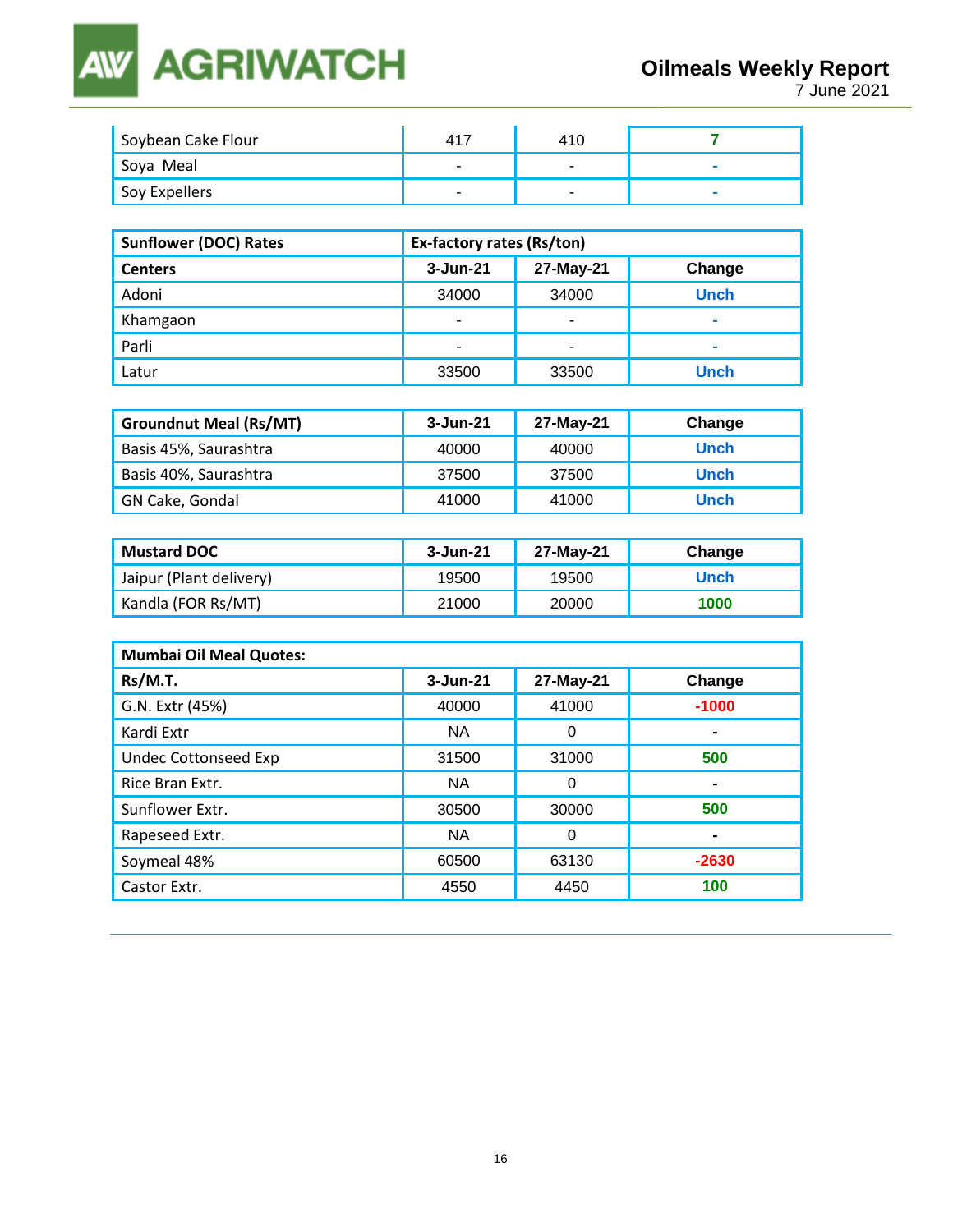| Soybean Cake Flour | 417 | 410 | 7 |
|---|---|---|---|
| Soya Meal | - | - | - |
| Soy Expellers | - | - | - |

| Sunflower (DOC) Rates | Ex-factory rates (Rs/ton) | | |
|---|---|---|---|
| **Centers** | **3-Jun-21** | **27-May-21** | **Change** |
| Adoni | 34000 | 34000 | Unch |
| Khamgaon | - | - | - |
| Parli | - | - | - |
| Latur | 33500 | 33500 | Unch |

| Groundnut Meal (Rs/MT) | 3-Jun-21 | 27-May-21 | Change |
|---|---|---|---|
| Basis 45%, Saurashtra | 40000 | 40000 | Unch |
| Basis 40%, Saurashtra | 37500 | 37500 | Unch |
| GN Cake, Gondal | 41000 | 41000 | Unch |

| Mustard DOC | 3-Jun-21 | 27-May-21 | Change |
|---|---|---|---|
| Jaipur (Plant delivery) | 19500 | 19500 | Unch |
| Kandla (FOR Rs/MT) | 21000 | 20000 | 1000 |

| Mumbai Oil Meal Quotes: | | | |
|---|---|---|---|
| **Rs/M.T.** | **3-Jun-21** | **27-May-21** | **Change** |
| G.N. Extr (45%) | 40000 | 41000 | -1000 |
| Kardi Extr | NA | 0 | - |
| Undec Cottonseed Exp | 31500 | 31000 | 500 |
| Rice Bran Extr. | NA | 0 | - |
| Sunflower Extr. | 30500 | 30000 | 500 |
| Rapeseed Extr. | NA | 0 | - |
| Soymeal 48% | 60500 | 63130 | -2630 |
| Castor Extr. | 4550 | 4450 | 100 |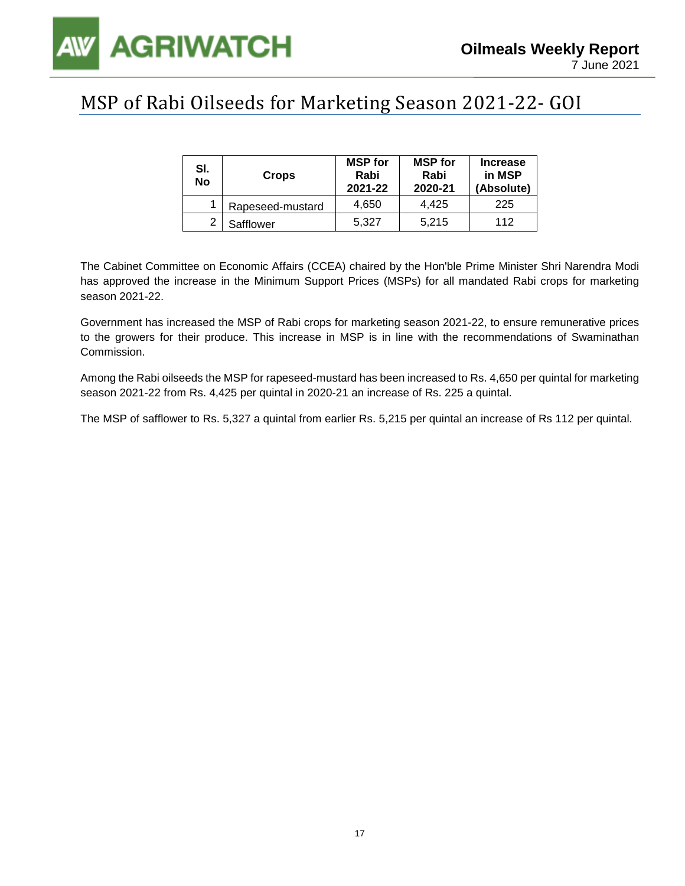## MSP of Rabi Oilseeds for Marketing Season 2021-22- GOI

| Sl. No | Crops | MSP for Rabi 2021-22 | MSP for Rabi 2020-21 | Increase in MSP (Absolute) |
|---|---|---|---|---|
| 1 | Rapeseed-mustard | 4,650 | 4,425 | 225 |
| 2 | Safflower | 5,327 | 5,215 | 112 |

The Cabinet Committee on Economic Affairs (CCEA) chaired by the Hon'ble Prime Minister Shri Narendra Modi has approved the increase in the Minimum Support Prices (MSPs) for all mandated Rabi crops for marketing season 2021-22.

Government has increased the MSP of Rabi crops for marketing season 2021-22, to ensure remunerative prices to the growers for their produce. This increase in MSP is in line with the recommendations of Swaminathan Commission.

Among the Rabi oilseeds the MSP for rapeseed-mustard has been increased to Rs. 4,650 per quintal for marketing season 2021-22 from Rs. 4,425 per quintal in 2020-21 an increase of Rs. 225 a quintal.

The MSP of safflower to Rs. 5,327 a quintal from earlier Rs. 5,215 per quintal an increase of Rs 112 per quintal.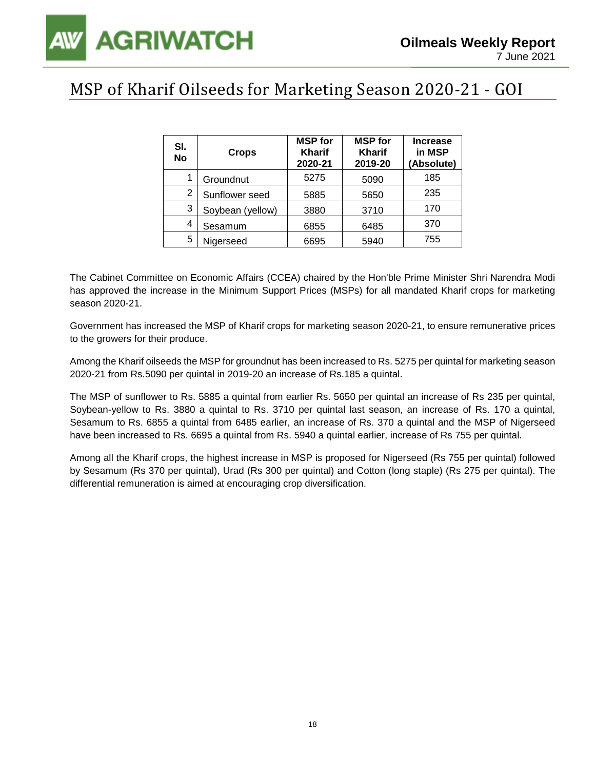# MSP of Kharif Oilseeds for Marketing Season 2020-21 - GOI

| Sl. No | Crops | MSP for Kharif 2020-21 | MSP for Kharif 2019-20 | Increase in MSP (Absolute) |
|---|---|---|---|---|
| 1 | Groundnut | 5275 | 5090 | 185 |
| 2 | Sunflower seed | 5885 | 5650 | 235 |
| 3 | Soybean (yellow) | 3880 | 3710 | 170 |
| 4 | Sesamum | 6855 | 6485 | 370 |
| 5 | Nigerseed | 6695 | 5940 | 755 |

The Cabinet Committee on Economic Affairs (CCEA) chaired by the Hon'ble Prime Minister Shri Narendra Modi has approved the increase in the Minimum Support Prices (MSPs) for all mandated Kharif crops for marketing season 2020-21.

Government has increased the MSP of Kharif crops for marketing season 2020-21, to ensure remunerative prices to the growers for their produce.

Among the Kharif oilseeds the MSP for groundnut has been increased to Rs. 5275 per quintal for marketing season 2020-21 from Rs.5090 per quintal in 2019-20 an increase of Rs.185 a quintal.

The MSP of sunflower to Rs. 5885 a quintal from earlier Rs. 5650 per quintal an increase of Rs 235 per quintal, Soybean-yellow to Rs. 3880 a quintal to Rs. 3710 per quintal last season, an increase of Rs. 170 a quintal, Sesamum to Rs. 6855 a quintal from 6485 earlier, an increase of Rs. 370 a quintal and the MSP of Nigerseed have been increased to Rs. 6695 a quintal from Rs. 5940 a quintal earlier, increase of Rs 755 per quintal.

Among all the Kharif crops, the highest increase in MSP is proposed for Nigerseed (Rs 755 per quintal) followed by Sesamum (Rs 370 per quintal), Urad (Rs 300 per quintal) and Cotton (long staple) (Rs 275 per quintal). The differential remuneration is aimed at encouraging crop diversification.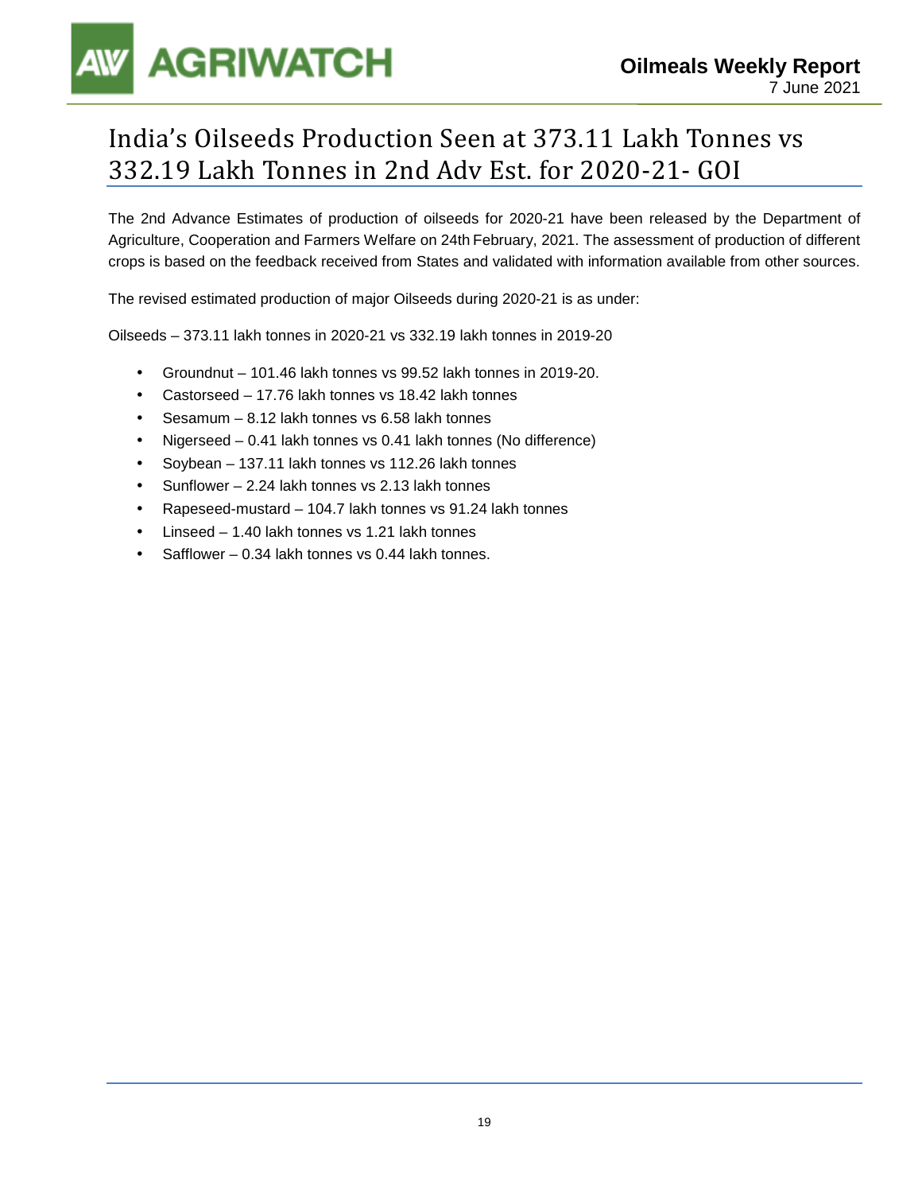# India's Oilseeds Production Seen at 373.11 Lakh Tonnes vs 332.19 Lakh Tonnes in 2nd Adv Est. for 2020-21- GOI

The 2nd Advance Estimates of production of oilseeds for 2020-21 have been released by the Department of Agriculture, Cooperation and Farmers Welfare on 24th February, 2021. The assessment of production of different crops is based on the feedback received from States and validated with information available from other sources.

The revised estimated production of major Oilseeds during 2020-21 is as under:

Oilseeds – 373.11 lakh tonnes in 2020-21 vs 332.19 lakh tonnes in 2019-20

- Groundnut – 101.46 lakh tonnes vs 99.52 lakh tonnes in 2019-20.
- Castorseed – 17.76 lakh tonnes vs 18.42 lakh tonnes
- Sesamum – 8.12 lakh tonnes vs 6.58 lakh tonnes
- Nigerseed – 0.41 lakh tonnes vs 0.41 lakh tonnes (No difference)
- Soybean – 137.11 lakh tonnes vs 112.26 lakh tonnes
- Sunflower – 2.24 lakh tonnes vs 2.13 lakh tonnes
- Rapeseed-mustard – 104.7 lakh tonnes vs 91.24 lakh tonnes
- Linseed – 1.40 lakh tonnes vs 1.21 lakh tonnes
- Safflower – 0.34 lakh tonnes vs 0.44 lakh tonnes.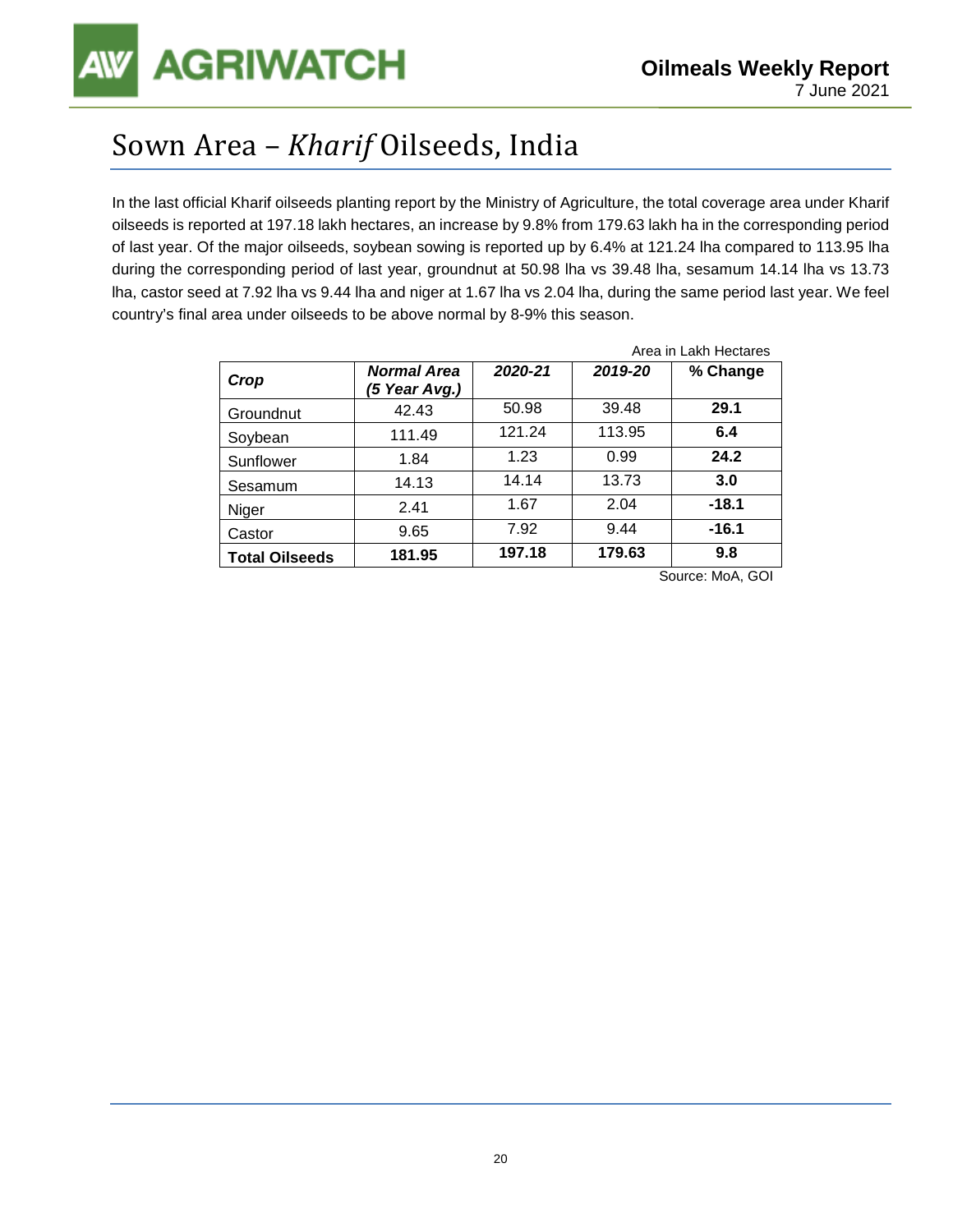# Sown Area – *Kharif* Oilseeds, India

In the last official Kharif oilseeds planting report by the Ministry of Agriculture, the total coverage area under Kharif oilseeds is reported at 197.18 lakh hectares, an increase by 9.8% from 179.63 lakh ha in the corresponding period of last year. Of the major oilseeds, soybean sowing is reported up by 6.4% at 121.24 lha compared to 113.95 lha during the corresponding period of last year, groundnut at 50.98 lha vs 39.48 lha, sesamum 14.14 lha vs 13.73 lha, castor seed at 7.92 lha vs 9.44 lha and niger at 1.67 lha vs 2.04 lha, during the same period last year. We feel country's final area under oilseeds to be above normal by 8-9% this season.

Area in Lakh Hectares

| ***Crop*** | ***Normal Area (5 Year Avg.)*** | ***2020-21*** | ***2019-20*** | **% Change** |
|---|---|---|---|---|
| Groundnut | 42.43 | 50.98 | 39.48 | **29.1** |
| Soybean | 111.49 | 121.24 | 113.95 | **6.4** |
| Sunflower | 1.84 | 1.23 | 0.99 | **24.2** |
| Sesamum | 14.13 | 14.14 | 13.73 | **3.0** |
| Niger | 2.41 | 1.67 | 2.04 | **-18.1** |
| Castor | 9.65 | 7.92 | 9.44 | **-16.1** |
| **Total Oilseeds** | **181.95** | **197.18** | **179.63** | **9.8** |

Source: MoA, GOI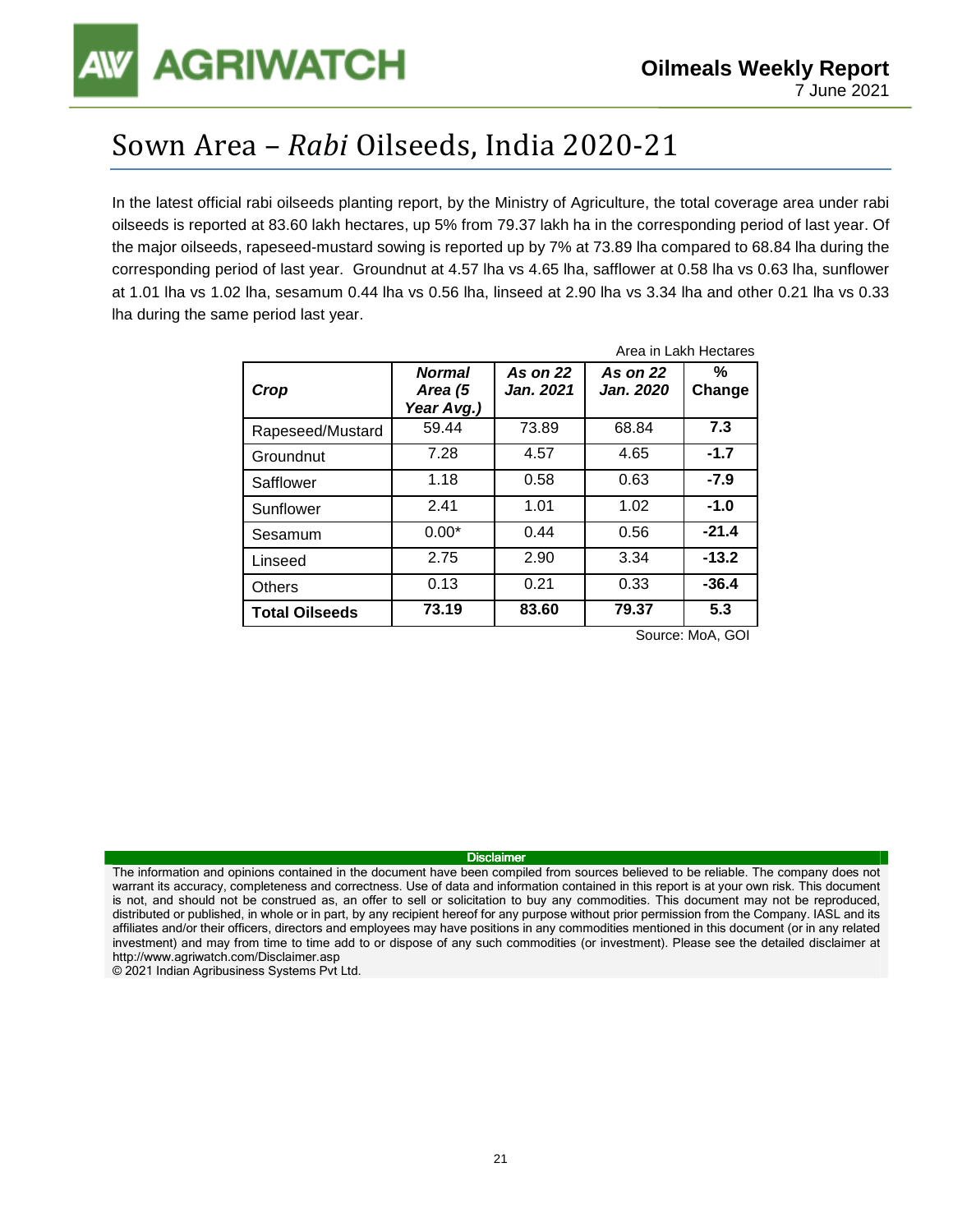# Sown Area – *Rabi* Oilseeds, India 2020-21

In the latest official rabi oilseeds planting report, by the Ministry of Agriculture, the total coverage area under rabi oilseeds is reported at 83.60 lakh hectares, up 5% from 79.37 lakh ha in the corresponding period of last year. Of the major oilseeds, rapeseed-mustard sowing is reported up by 7% at 73.89 lha compared to 68.84 lha during the corresponding period of last year. Groundnut at 4.57 lha vs 4.65 lha, safflower at 0.58 lha vs 0.63 lha, sunflower at 1.01 lha vs 1.02 lha, sesamum 0.44 lha vs 0.56 lha, linseed at 2.90 lha vs 3.34 lha and other 0.21 lha vs 0.33 lha during the same period last year.

Area in Lakh Hectares

| ***Crop*** | ***Normal Area (5 Year Avg.)*** | ***As on 22 Jan. 2021*** | ***As on 22 Jan. 2020*** | **% Change** |
|---|---|---|---|---|
| Rapeseed/Mustard | 59.44 | 73.89 | 68.84 | **7.3** |
| Groundnut | 7.28 | 4.57 | 4.65 | **-1.7** |
| Safflower | 1.18 | 0.58 | 0.63 | **-7.9** |
| Sunflower | 2.41 | 1.01 | 1.02 | **-1.0** |
| Sesamum | 0.00* | 0.44 | 0.56 | **-21.4** |
| Linseed | 2.75 | 2.90 | 3.34 | **-13.2** |
| Others | 0.13 | 0.21 | 0.33 | **-36.4** |
| **Total Oilseeds** | **73.19** | **83.60** | **79.37** | **5.3** |

Source: MoA, GOI

**Disclaimer**

The information and opinions contained in the document have been compiled from sources believed to be reliable. The company does not warrant its accuracy, completeness and correctness. Use of data and information contained in this report is at your own risk. This document is not, and should not be construed as, an offer to sell or solicitation to buy any commodities. This document may not be reproduced, distributed or published, in whole or in part, by any recipient hereof for any purpose without prior permission from the Company. IASL and its affiliates and/or their officers, directors and employees may have positions in any commodities mentioned in this document (or in any related investment) and may from time to time add to or dispose of any such commodities (or investment). Please see the detailed disclaimer at http://www.agriwatch.com/Disclaimer.asp

© 2021 Indian Agribusiness Systems Pvt Ltd.